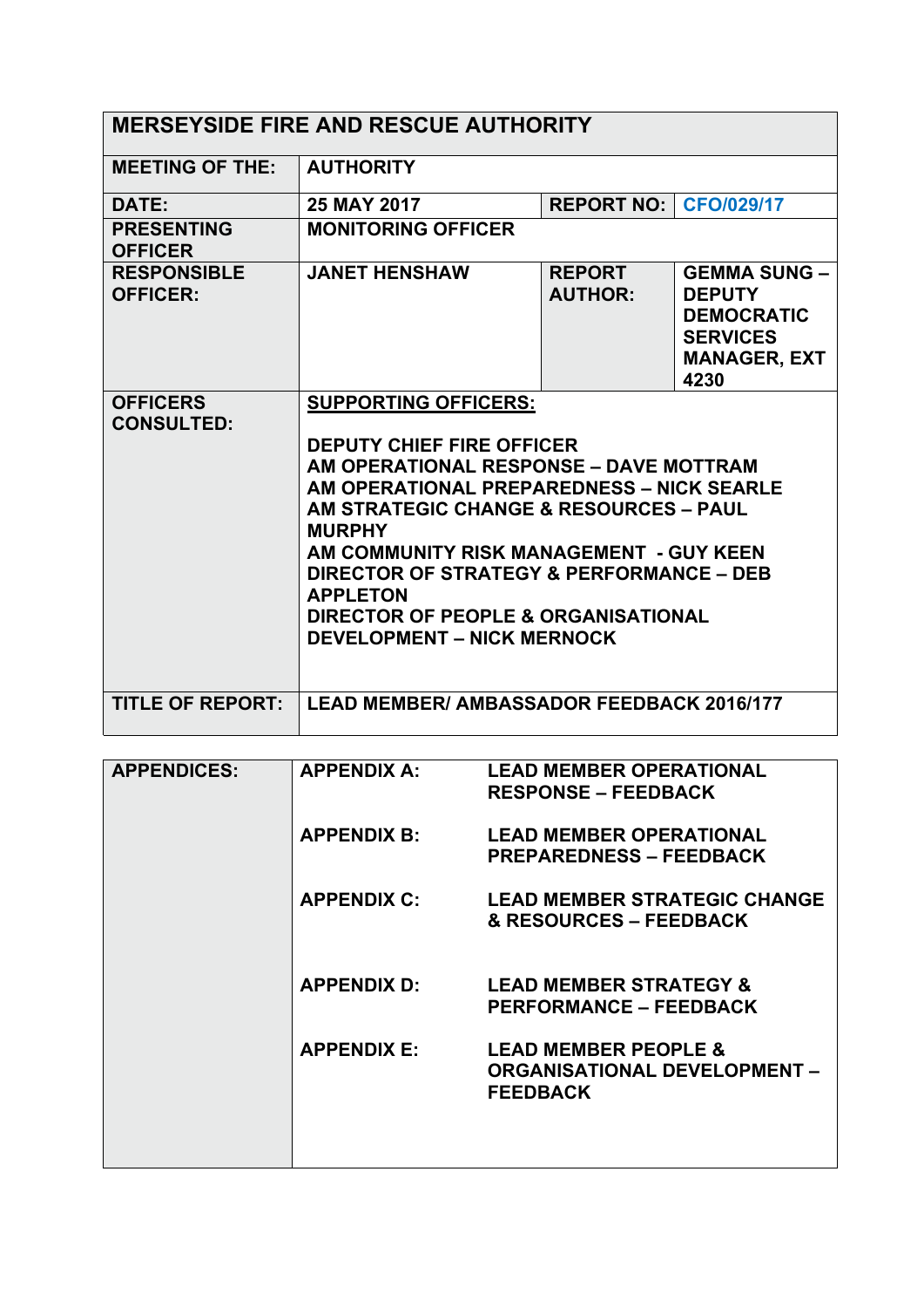| MERSEYSIDE FIRE AND RESCUE AUTHORITY | | | |
|---|---|---|---|
| **MEETING OF THE:** | **AUTHORITY** | | |
| **DATE:** | **25 MAY 2017** | **REPORT NO:** | **CFO/029/17** |
| **PRESENTING OFFICER** | **MONITORING OFFICER** | | |
| **RESPONSIBLE OFFICER:** | **JANET HENSHAW** | **REPORT AUTHOR:** | **GEMMA SUNG – DEPUTY DEMOCRATIC SERVICES MANAGER, EXT 4230** |
| **OFFICERS CONSULTED:** | **SUPPORTING OFFICERS:**<br><br>**DEPUTY CHIEF FIRE OFFICER**<br>**AM OPERATIONAL RESPONSE – DAVE MOTTRAM**<br>**AM OPERATIONAL PREPAREDNESS – NICK SEARLE**<br>**AM STRATEGIC CHANGE & RESOURCES – PAUL MURPHY**<br>**AM COMMUNITY RISK MANAGEMENT - GUY KEEN**<br>**DIRECTOR OF STRATEGY & PERFORMANCE – DEB APPLETON**<br>**DIRECTOR OF PEOPLE & ORGANISATIONAL DEVELOPMENT – NICK MERNOCK** | | |
| **TITLE OF REPORT:** | **LEAD MEMBER/ AMBASSADOR FEEDBACK 2016/177** | | |

| **APPENDICES:** | **APPENDIX A:** | **LEAD MEMBER OPERATIONAL RESPONSE – FEEDBACK** |
|---|---|---|
| | **APPENDIX B:** | **LEAD MEMBER OPERATIONAL PREPAREDNESS – FEEDBACK** |
| | **APPENDIX C:** | **LEAD MEMBER STRATEGIC CHANGE & RESOURCES – FEEDBACK** |
| | **APPENDIX D:** | **LEAD MEMBER STRATEGY & PERFORMANCE – FEEDBACK** |
| | **APPENDIX E:** | **LEAD MEMBER PEOPLE & ORGANISATIONAL DEVELOPMENT – FEEDBACK** |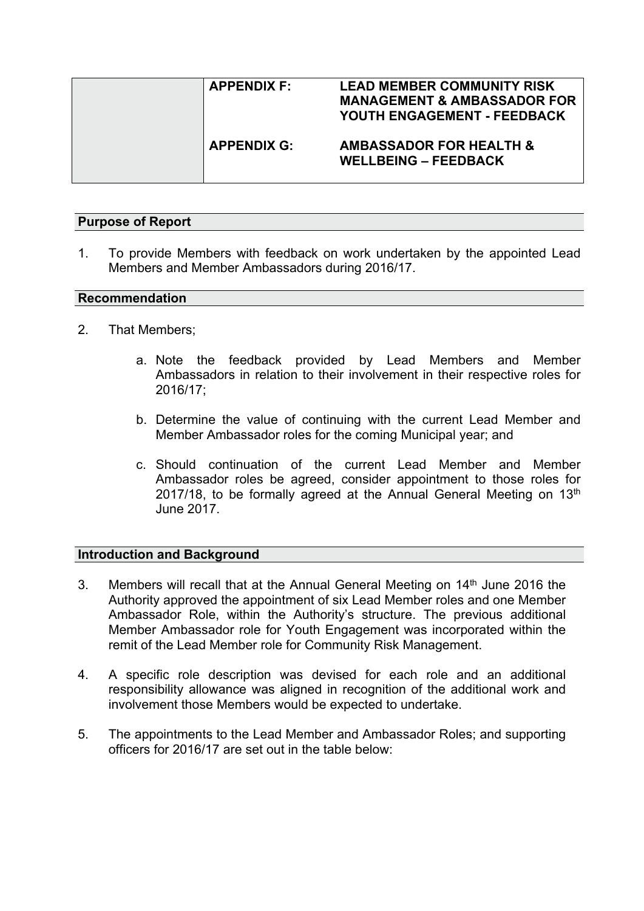| | APPENDIX F: | LEAD MEMBER COMMUNITY RISK MANAGEMENT & AMBASSADOR FOR YOUTH ENGAGEMENT - FEEDBACK |
|---|---|---|
| | APPENDIX G: | AMBASSADOR FOR HEALTH & WELLBEING – FEEDBACK |

## Purpose of Report

1. To provide Members with feedback on work undertaken by the appointed Lead Members and Member Ambassadors during 2016/17.

## Recommendation

2. That Members;

   a. Note the feedback provided by Lead Members and Member Ambassadors in relation to their involvement in their respective roles for 2016/17;

   b. Determine the value of continuing with the current Lead Member and Member Ambassador roles for the coming Municipal year; and

   c. Should continuation of the current Lead Member and Member Ambassador roles be agreed, consider appointment to those roles for 2017/18, to be formally agreed at the Annual General Meeting on 13th June 2017.

## Introduction and Background

3. Members will recall that at the Annual General Meeting on 14th June 2016 the Authority approved the appointment of six Lead Member roles and one Member Ambassador Role, within the Authority's structure. The previous additional Member Ambassador role for Youth Engagement was incorporated within the remit of the Lead Member role for Community Risk Management.

4. A specific role description was devised for each role and an additional responsibility allowance was aligned in recognition of the additional work and involvement those Members would be expected to undertake.

5. The appointments to the Lead Member and Ambassador Roles; and supporting officers for 2016/17 are set out in the table below: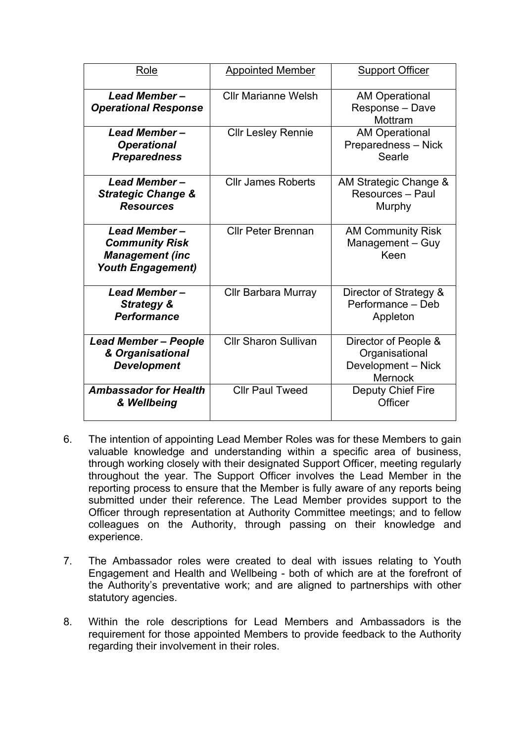| Role | Appointed Member | Support Officer |
|---|---|---|
| ***Lead Member – Operational Response*** | Cllr Marianne Welsh | AM Operational Response – Dave Mottram |
| ***Lead Member – Operational Preparedness*** | Cllr Lesley Rennie | AM Operational Preparedness – Nick Searle |
| ***Lead Member – Strategic Change & Resources*** | Cllr James Roberts | AM Strategic Change & Resources – Paul Murphy |
| ***Lead Member – Community Risk Management (inc Youth Engagement)*** | Cllr Peter Brennan | AM Community Risk Management – Guy Keen |
| ***Lead Member – Strategy & Performance*** | Cllr Barbara Murray | Director of Strategy & Performance – Deb Appleton |
| ***Lead Member – People & Organisational Development*** | Cllr Sharon Sullivan | Director of People & Organisational Development – Nick Mernock |
| ***Ambassador for Health & Wellbeing*** | Cllr Paul Tweed | Deputy Chief Fire Officer |

6. The intention of appointing Lead Member Roles was for these Members to gain valuable knowledge and understanding within a specific area of business, through working closely with their designated Support Officer, meeting regularly throughout the year. The Support Officer involves the Lead Member in the reporting process to ensure that the Member is fully aware of any reports being submitted under their reference. The Lead Member provides support to the Officer through representation at Authority Committee meetings; and to fellow colleagues on the Authority, through passing on their knowledge and experience.

7. The Ambassador roles were created to deal with issues relating to Youth Engagement and Health and Wellbeing - both of which are at the forefront of the Authority's preventative work; and are aligned to partnerships with other statutory agencies.

8. Within the role descriptions for Lead Members and Ambassadors is the requirement for those appointed Members to provide feedback to the Authority regarding their involvement in their roles.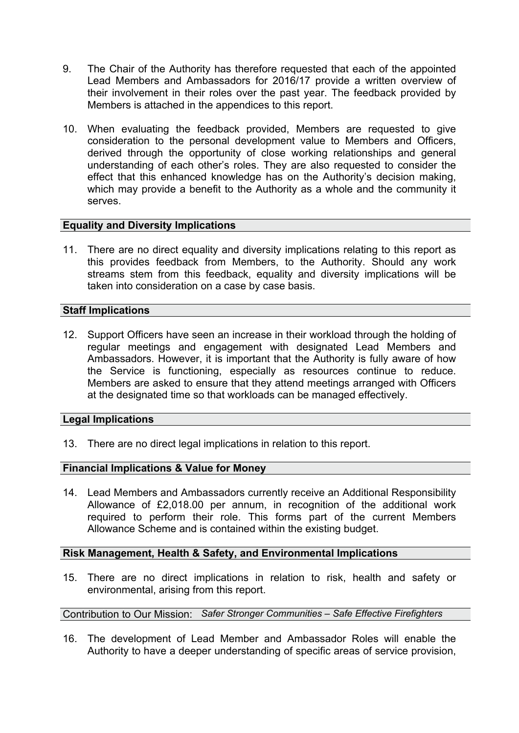9. The Chair of the Authority has therefore requested that each of the appointed Lead Members and Ambassadors for 2016/17 provide a written overview of their involvement in their roles over the past year. The feedback provided by Members is attached in the appendices to this report.

10. When evaluating the feedback provided, Members are requested to give consideration to the personal development value to Members and Officers, derived through the opportunity of close working relationships and general understanding of each other's roles. They are also requested to consider the effect that this enhanced knowledge has on the Authority's decision making, which may provide a benefit to the Authority as a whole and the community it serves.

**Equality and Diversity Implications**

11. There are no direct equality and diversity implications relating to this report as this provides feedback from Members, to the Authority. Should any work streams stem from this feedback, equality and diversity implications will be taken into consideration on a case by case basis.

**Staff Implications**

12. Support Officers have seen an increase in their workload through the holding of regular meetings and engagement with designated Lead Members and Ambassadors. However, it is important that the Authority is fully aware of how the Service is functioning, especially as resources continue to reduce. Members are asked to ensure that they attend meetings arranged with Officers at the designated time so that workloads can be managed effectively.

**Legal Implications**

13. There are no direct legal implications in relation to this report.

**Financial Implications & Value for Money**

14. Lead Members and Ambassadors currently receive an Additional Responsibility Allowance of £2,018.00 per annum, in recognition of the additional work required to perform their role. This forms part of the current Members Allowance Scheme and is contained within the existing budget.

**Risk Management, Health & Safety, and Environmental Implications**

15. There are no direct implications in relation to risk, health and safety or environmental, arising from this report.

Contribution to Our Mission: *Safer Stronger Communities – Safe Effective Firefighters*

16. The development of Lead Member and Ambassador Roles will enable the Authority to have a deeper understanding of specific areas of service provision,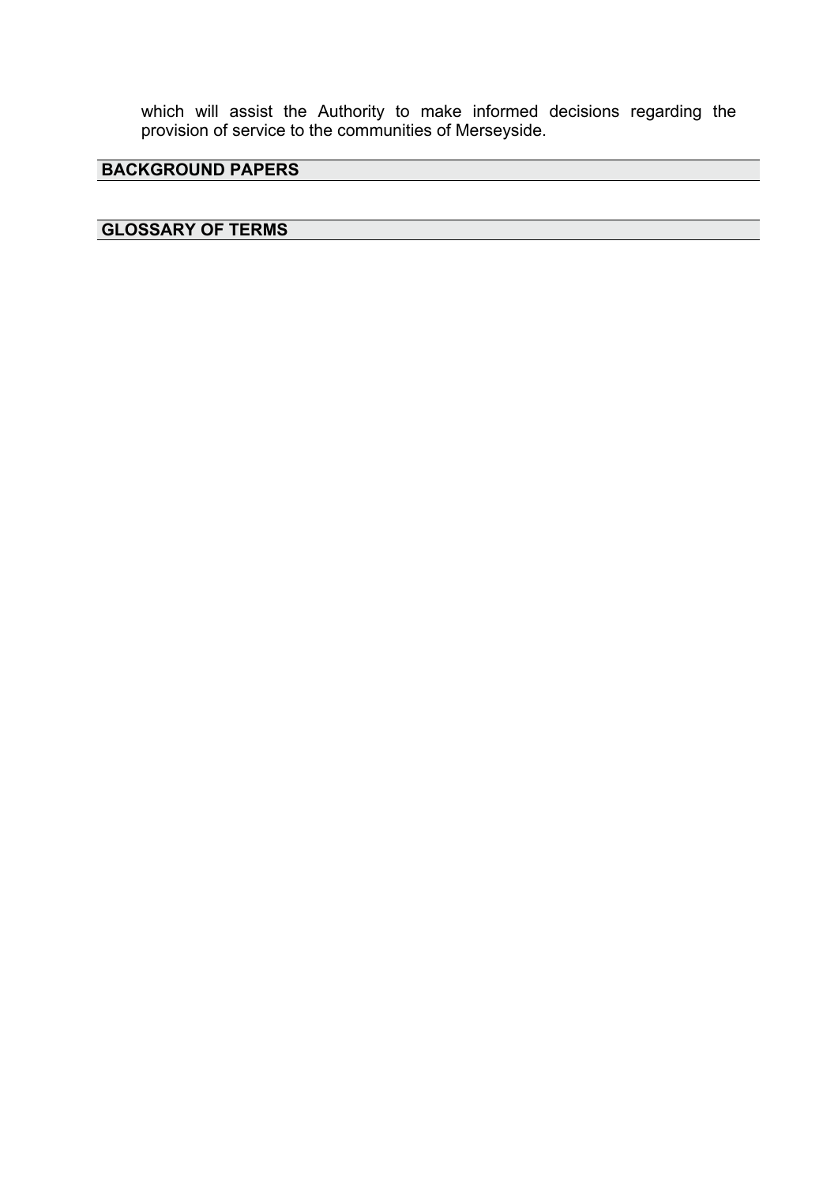which will assist the Authority to make informed decisions regarding the provision of service to the communities of Merseyside.

## BACKGROUND PAPERS

## GLOSSARY OF TERMS